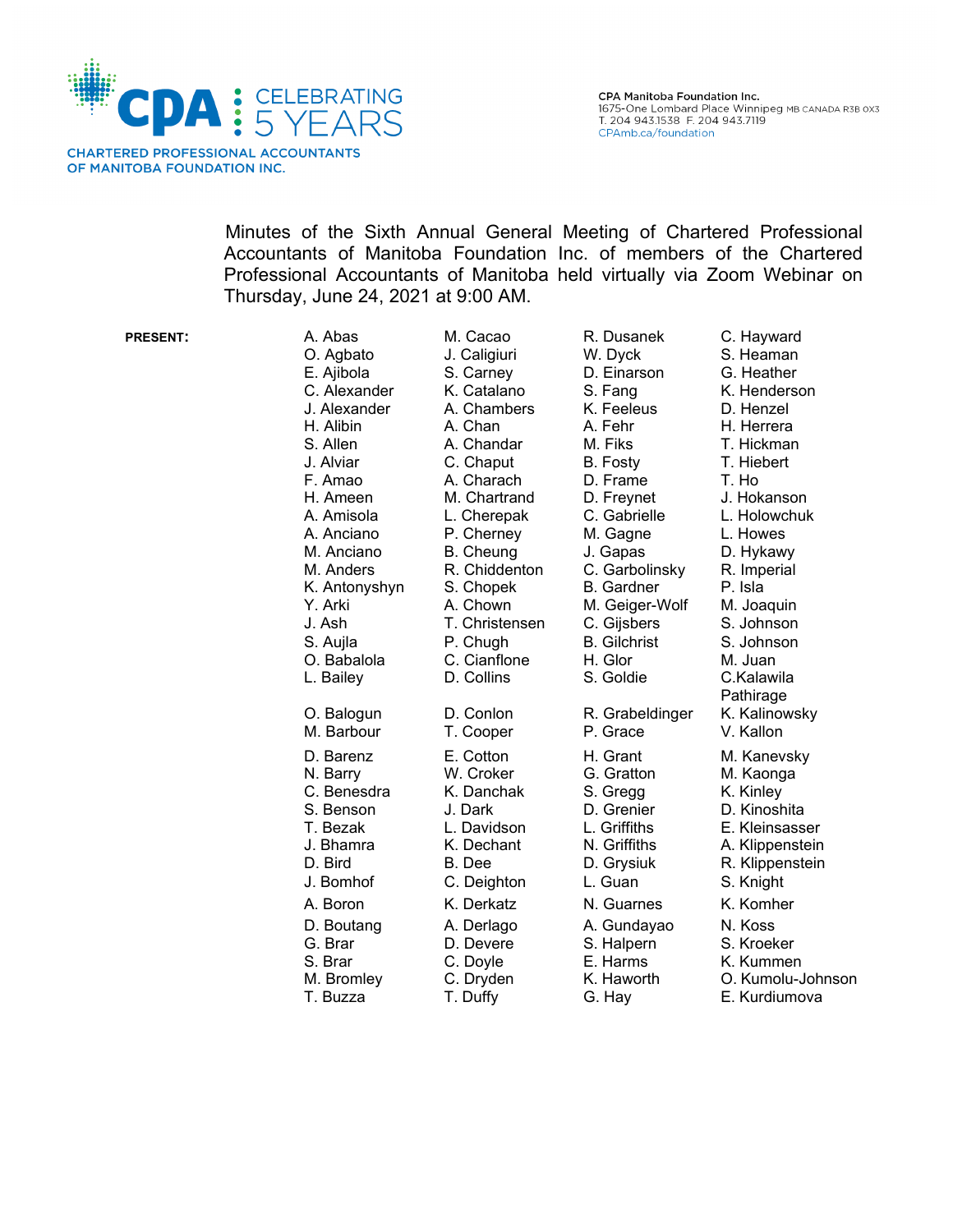CPA | CELEBRATING 5 YEARS

CHARTERED PROFESSIONAL ACCOUNTANTS OF MANITOBA FOUNDATION INC.

CPA Manitoba Foundation Inc.
1675-One Lombard Place Winnipeg MB CANADA R3B 0X3
T. 204 943.1538 F. 204 943.7119
CPAmb.ca/foundation

Minutes of the Sixth Annual General Meeting of Chartered Professional Accountants of Manitoba Foundation Inc. of members of the Chartered Professional Accountants of Manitoba held virtually via Zoom Webinar on Thursday, June 24, 2021 at 9:00 AM.

**PRESENT:**

A. Abas
O. Agbato
E. Ajibola
C. Alexander
J. Alexander
H. Alibin
S. Allen
J. Alviar
F. Amao
H. Ameen
A. Amisola
A. Anciano
M. Anciano
M. Anders
K. Antonyshyn
Y. Arki
J. Ash
S. Aujla
O. Babalola
L. Bailey
O. Balogun
M. Barbour
D. Barenz
N. Barry
C. Benesdra
S. Benson
T. Bezak
J. Bhamra
D. Bird
J. Bomhof
A. Boron
D. Boutang
G. Brar
S. Brar
M. Bromley
T. Buzza
M. Cacao
J. Caligiuri
S. Carney
K. Catalano
A. Chambers
A. Chan
A. Chandar
C. Chaput
A. Charach
M. Chartrand
L. Cherepak
P. Cherney
B. Cheung
R. Chiddenton
S. Chopek
A. Chown
T. Christensen
P. Chugh
C. Cianflone
D. Collins
D. Conlon
T. Cooper
E. Cotton
W. Croker
K. Danchak
J. Dark
L. Davidson
K. Dechant
B. Dee
C. Deighton
K. Derkatz
A. Derlago
D. Devere
C. Doyle
C. Dryden
T. Duffy
R. Dusanek
W. Dyck
D. Einarson
S. Fang
K. Feeleus
A. Fehr
M. Fiks
B. Fosty
D. Frame
D. Freynet
C. Gabrielle
M. Gagne
J. Gapas
C. Garbolinsky
B. Gardner
M. Geiger-Wolf
C. Gijsbers
B. Gilchrist
H. Glor
S. Goldie
R. Grabeldinger
P. Grace
H. Grant
G. Gratton
S. Gregg
D. Grenier
L. Griffiths
N. Griffiths
D. Grysiuk
L. Guan
N. Guarnes
A. Gundayao
S. Halpern
E. Harms
K. Haworth
G. Hay
C. Hayward
S. Heaman
G. Heather
K. Henderson
D. Henzel
H. Herrera
T. Hickman
T. Hiebert
T. Ho
J. Hokanson
L. Holowchuk
L. Howes
D. Hykawy
R. Imperial
P. Isla
M. Joaquin
S. Johnson
S. Johnson
M. Juan
C.Kalawila Pathirage
K. Kalinowsky
V. Kallon
M. Kanevsky
M. Kaonga
K. Kinley
D. Kinoshita
E. Kleinsasser
A. Klippenstein
R. Klippenstein
S. Knight
K. Komher
N. Koss
S. Kroeker
K. Kummen
O. Kumolu-Johnson
E. Kurdiumova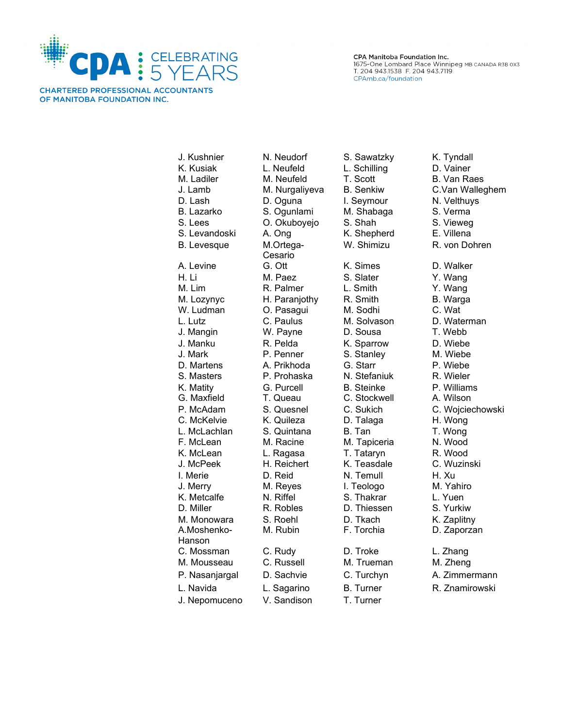J. Kushnier
K. Kusiak
M. Ladiler
J. Lamb
D. Lash
B. Lazarko
S. Lees
S. Levandoski
B. Levesque
A. Levine
H. Li
M. Lim
M. Lozynyc
W. Ludman
L. Lutz
J. Mangin
J. Manku
J. Mark
D. Martens
S. Masters
K. Matity
G. Maxfield
P. McAdam
C. McKelvie
L. McLachlan
F. McLean
K. McLean
J. McPeek
I. Merie
J. Merry
K. Metcalfe
D. Miller
M. Monowara
A.Moshenko-Hanson
C. Mossman
M. Mousseau
P. Nasanjargal
L. Navida
J. Nepomuceno

N. Neudorf
L. Neufeld
M. Neufeld
M. Nurgaliyeva
D. Oguna
S. Ogunlami
O. Okuboyejo
A. Ong
M.Ortega-Cesario
G. Ott
M. Paez
R. Palmer
H. Paranjothy
O. Pasagui
C. Paulus
W. Payne
R. Pelda
P. Penner
A. Prikhoda
P. Prohaska
G. Purcell
T. Queau
S. Quesnel
K. Quileza
S. Quintana
M. Racine
L. Ragasa
H. Reichert
D. Reid
M. Reyes
N. Riffel
R. Robles
S. Roehl
M. Rubin
C. Rudy
C. Russell
D. Sachvie
L. Sagarino
V. Sandison

S. Sawatzky
L. Schilling
T. Scott
B. Senkiw
I. Seymour
M. Shabaga
S. Shah
K. Shepherd
W. Shimizu
K. Simes
S. Slater
L. Smith
R. Smith
M. Sodhi
M. Solvason
D. Sousa
K. Sparrow
S. Stanley
G. Starr
N. Stefaniuk
B. Steinke
C. Stockwell
C. Sukich
D. Talaga
B. Tan
M. Tapiceria
T. Tataryn
K. Teasdale
N. Temull
I. Teologo
S. Thakrar
D. Thiessen
D. Tkach
F. Torchia
D. Troke
M. Trueman
C. Turchyn
B. Turner
T. Turner

K. Tyndall
D. Vainer
B. Van Raes
C.Van Walleghem
N. Velthuys
S. Verma
S. Vieweg
E. Villena
R. von Dohren
D. Walker
Y. Wang
Y. Wang
B. Warga
C. Wat
D. Waterman
T. Webb
D. Wiebe
M. Wiebe
P. Wiebe
R. Wieler
P. Williams
A. Wilson
C. Wojciechowski
H. Wong
T. Wong
N. Wood
R. Wood
C. Wuzinski
H. Xu
M. Yahiro
L. Yuen
S. Yurkiw
K. Zaplitny
D. Zaporzan
L. Zhang
M. Zheng
A. Zimmermann
R. Znamirowski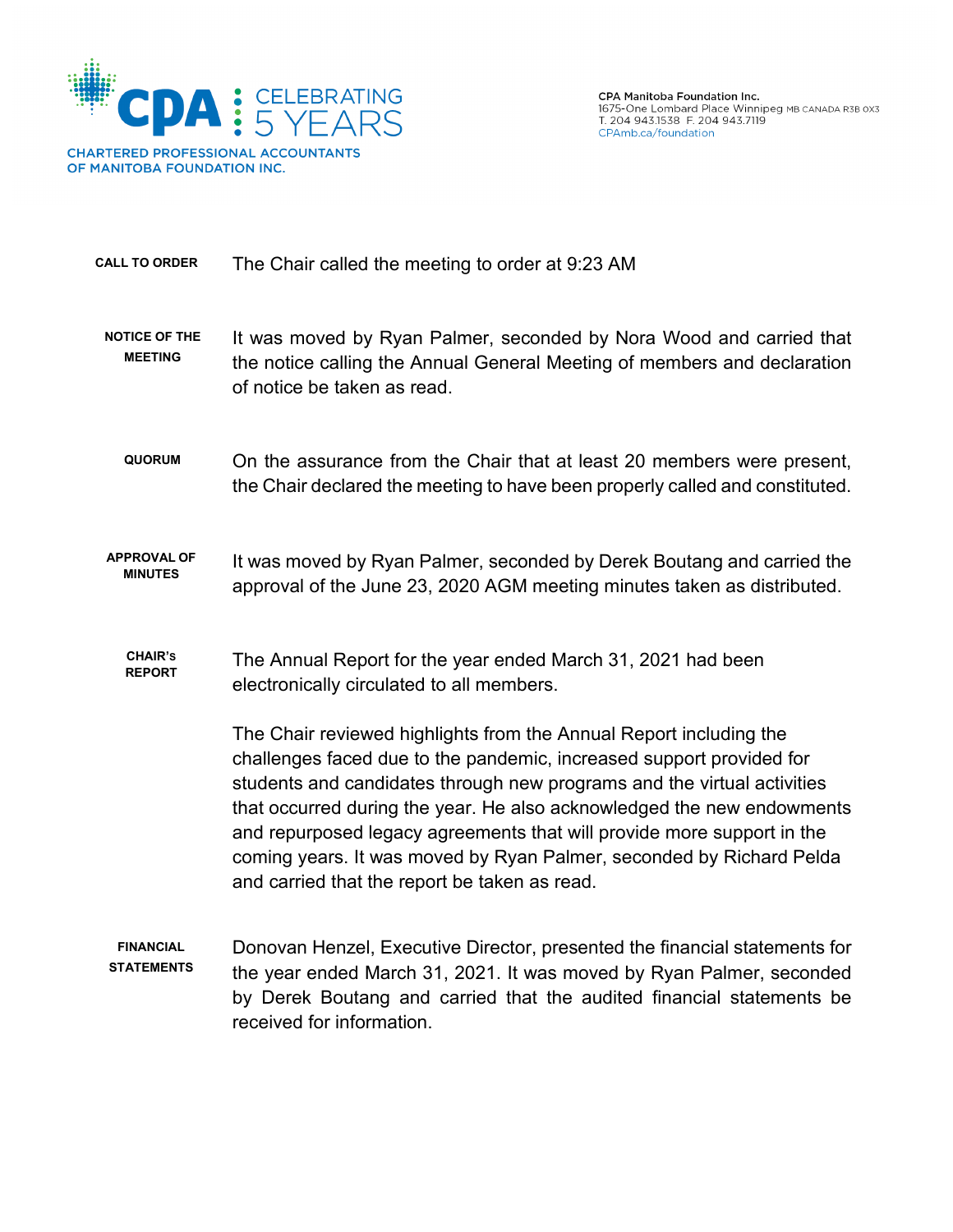CPA : CELEBRATING 5 YEARS

CHARTERED PROFESSIONAL ACCOUNTANTS OF MANITOBA FOUNDATION INC.

CPA Manitoba Foundation Inc.
1675-One Lombard Place Winnipeg MB CANADA R3B 0X3
T. 204 943.1538 F. 204 943.7119
CPAmb.ca/foundation

**CALL TO ORDER**

The Chair called the meeting to order at 9:23 AM

**NOTICE OF THE MEETING**

It was moved by Ryan Palmer, seconded by Nora Wood and carried that the notice calling the Annual General Meeting of members and declaration of notice be taken as read.

**QUORUM**

On the assurance from the Chair that at least 20 members were present, the Chair declared the meeting to have been properly called and constituted.

**APPROVAL OF MINUTES**

It was moved by Ryan Palmer, seconded by Derek Boutang and carried the approval of the June 23, 2020 AGM meeting minutes taken as distributed.

**CHAIR's REPORT**

The Annual Report for the year ended March 31, 2021 had been electronically circulated to all members.

The Chair reviewed highlights from the Annual Report including the challenges faced due to the pandemic, increased support provided for students and candidates through new programs and the virtual activities that occurred during the year. He also acknowledged the new endowments and repurposed legacy agreements that will provide more support in the coming years. It was moved by Ryan Palmer, seconded by Richard Pelda and carried that the report be taken as read.

**FINANCIAL STATEMENTS**

Donovan Henzel, Executive Director, presented the financial statements for the year ended March 31, 2021. It was moved by Ryan Palmer, seconded by Derek Boutang and carried that the audited financial statements be received for information.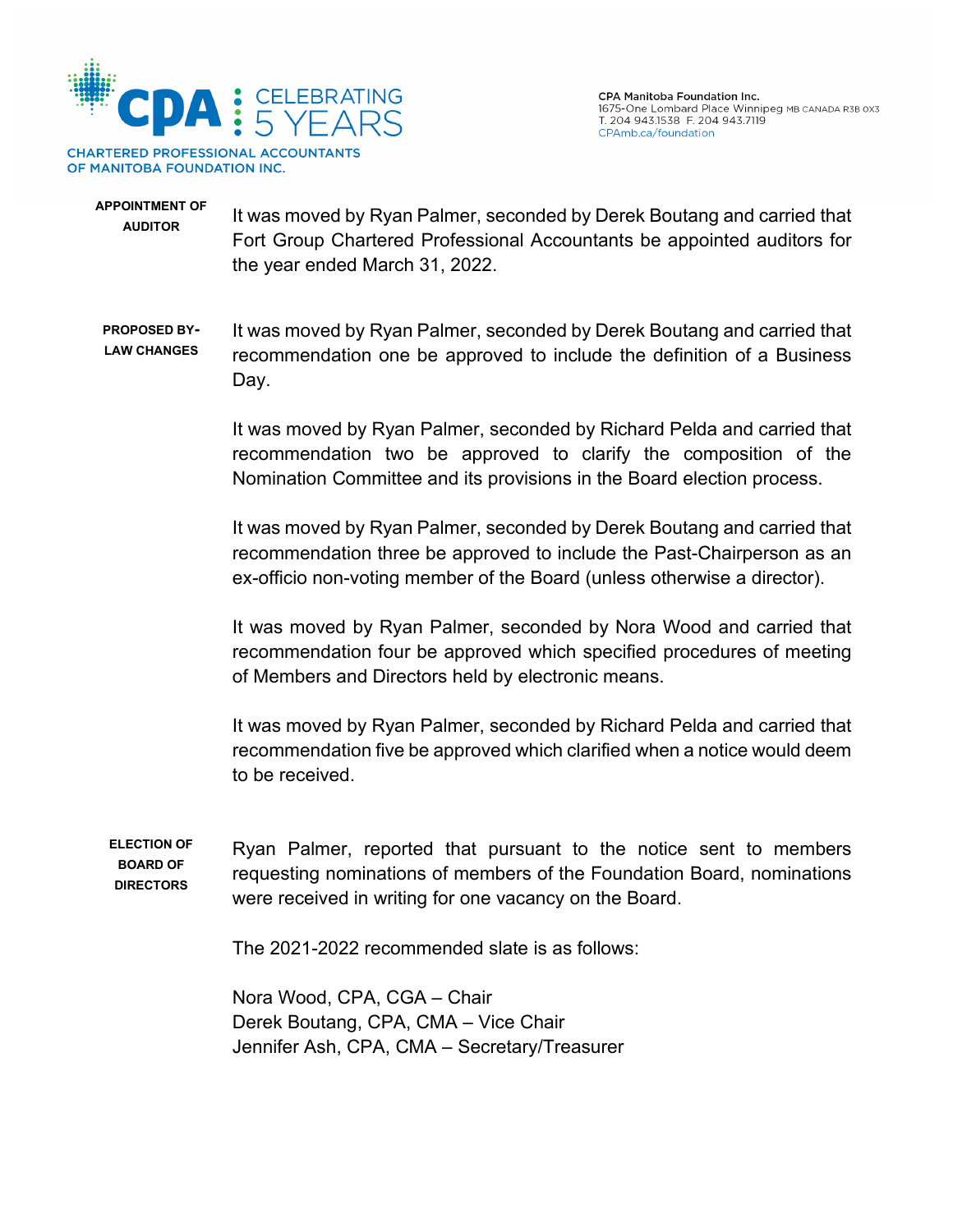**APPOINTMENT OF AUDITOR**

It was moved by Ryan Palmer, seconded by Derek Boutang and carried that Fort Group Chartered Professional Accountants be appointed auditors for the year ended March 31, 2022.

**PROPOSED BY-LAW CHANGES**

It was moved by Ryan Palmer, seconded by Derek Boutang and carried that recommendation one be approved to include the definition of a Business Day.

It was moved by Ryan Palmer, seconded by Richard Pelda and carried that recommendation two be approved to clarify the composition of the Nomination Committee and its provisions in the Board election process.

It was moved by Ryan Palmer, seconded by Derek Boutang and carried that recommendation three be approved to include the Past-Chairperson as an ex-officio non-voting member of the Board (unless otherwise a director).

It was moved by Ryan Palmer, seconded by Nora Wood and carried that recommendation four be approved which specified procedures of meeting of Members and Directors held by electronic means.

It was moved by Ryan Palmer, seconded by Richard Pelda and carried that recommendation five be approved which clarified when a notice would deem to be received.

**ELECTION OF BOARD OF DIRECTORS**

Ryan Palmer, reported that pursuant to the notice sent to members requesting nominations of members of the Foundation Board, nominations were received in writing for one vacancy on the Board.

The 2021-2022 recommended slate is as follows:

Nora Wood, CPA, CGA – Chair
Derek Boutang, CPA, CMA – Vice Chair
Jennifer Ash, CPA, CMA – Secretary/Treasurer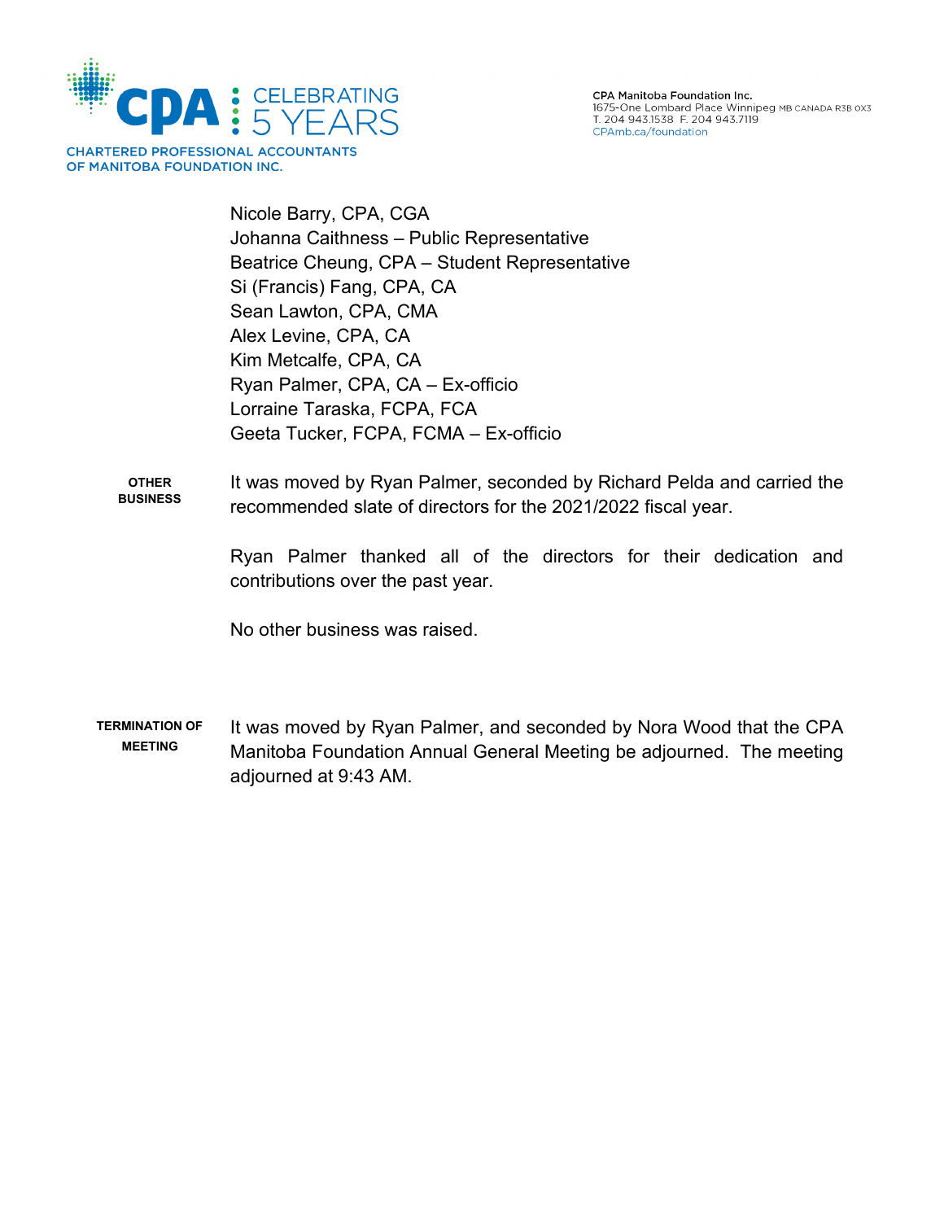Nicole Barry, CPA, CGA
Johanna Caithness – Public Representative
Beatrice Cheung, CPA – Student Representative
Si (Francis) Fang, CPA, CA
Sean Lawton, CPA, CMA
Alex Levine, CPA, CA
Kim Metcalfe, CPA, CA
Ryan Palmer, CPA, CA – Ex-officio
Lorraine Taraska, FCPA, FCA
Geeta Tucker, FCPA, FCMA – Ex-officio

**OTHER BUSINESS**

It was moved by Ryan Palmer, seconded by Richard Pelda and carried the recommended slate of directors for the 2021/2022 fiscal year.

Ryan Palmer thanked all of the directors for their dedication and contributions over the past year.

No other business was raised.

**TERMINATION OF MEETING**

It was moved by Ryan Palmer, and seconded by Nora Wood that the CPA Manitoba Foundation Annual General Meeting be adjourned. The meeting adjourned at 9:43 AM.